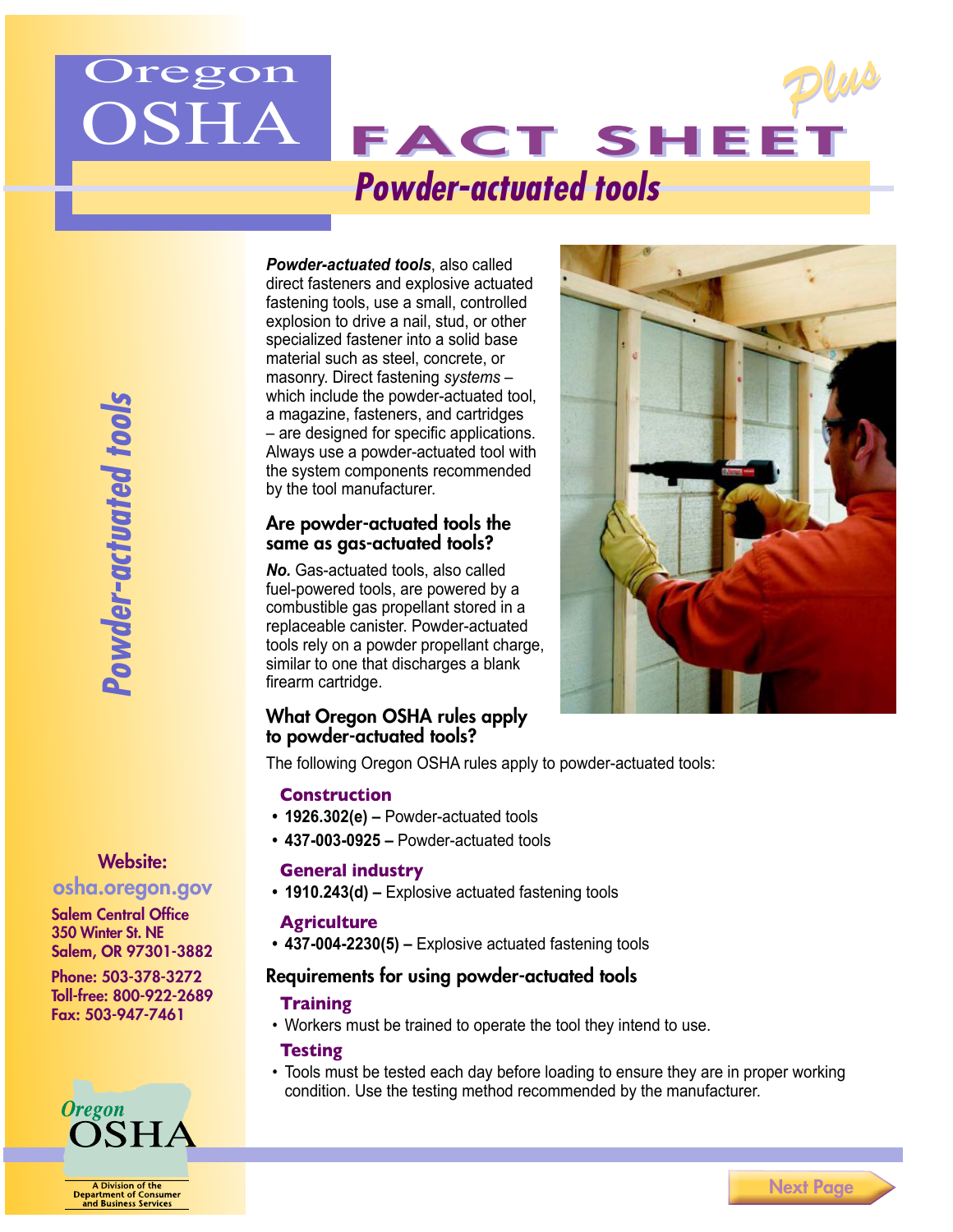# Oregon OSHA FACT SHEET Plus

## Powder-actuated tools

***Powder-actuated tools***, also called direct fasteners and explosive actuated fastening tools, use a small, controlled explosion to drive a nail, stud, or other specialized fastener into a solid base material such as steel, concrete, or masonry. Direct fastening *systems* – which include the powder-actuated tool, a magazine, fasteners, and cartridges – are designed for specific applications. Always use a powder-actuated tool with the system components recommended by the tool manufacturer.

### Are powder-actuated tools the same as gas-actuated tools?

***No.*** Gas-actuated tools, also called fuel-powered tools, are powered by a combustible gas propellant stored in a replaceable canister. Powder-actuated tools rely on a powder propellant charge, similar to one that discharges a blank firearm cartridge.

### What Oregon OSHA rules apply to powder-actuated tools?

The following Oregon OSHA rules apply to powder-actuated tools:

#### Construction

- **1926.302(e) –** Powder-actuated tools
- **437-003-0925 –** Powder-actuated tools

#### General industry

- **1910.243(d) –** Explosive actuated fastening tools

#### Agriculture

- **437-004-2230(5) –** Explosive actuated fastening tools

### Requirements for using powder-actuated tools

#### Training

- Workers must be trained to operate the tool they intend to use.

#### Testing

- Tools must be tested each day before loading to ensure they are in proper working condition. Use the testing method recommended by the manufacturer.

**Website:**
osha.oregon.gov

Salem Central Office
350 Winter St. NE
Salem, OR 97301-3882

Phone: 503-378-3272
Toll-free: 800-922-2689
Fax: 503-947-7461

Oregon OSHA
A Division of the Department of Consumer and Business Services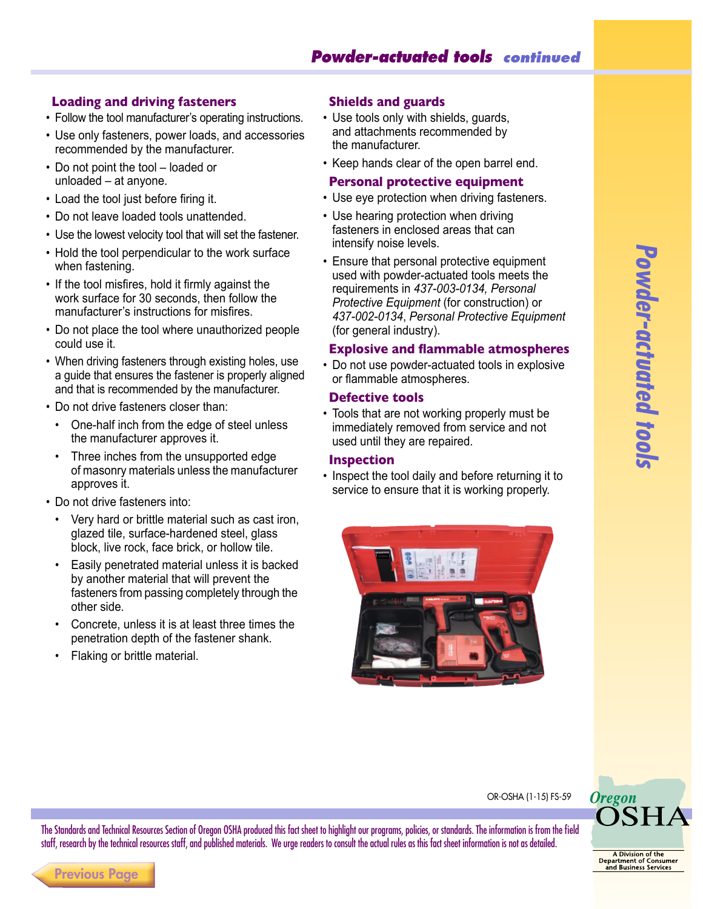## Loading and driving fasteners

- Follow the tool manufacturer's operating instructions.
- Use only fasteners, power loads, and accessories recommended by the manufacturer.
- Do not point the tool – loaded or unloaded – at anyone.
- Load the tool just before firing it.
- Do not leave loaded tools unattended.
- Use the lowest velocity tool that will set the fastener.
- Hold the tool perpendicular to the work surface when fastening.
- If the tool misfires, hold it firmly against the work surface for 30 seconds, then follow the manufacturer's instructions for misfires.
- Do not place the tool where unauthorized people could use it.
- When driving fasteners through existing holes, use a guide that ensures the fastener is properly aligned and that is recommended by the manufacturer.
- Do not drive fasteners closer than:
  - One-half inch from the edge of steel unless the manufacturer approves it.
  - Three inches from the unsupported edge of masonry materials unless the manufacturer approves it.
- Do not drive fasteners into:
  - Very hard or brittle material such as cast iron, glazed tile, surface-hardened steel, glass block, live rock, face brick, or hollow tile.
  - Easily penetrated material unless it is backed by another material that will prevent the fasteners from passing completely through the other side.
  - Concrete, unless it is at least three times the penetration depth of the fastener shank.
  - Flaking or brittle material.

## Shields and guards

- Use tools only with shields, guards, and attachments recommended by the manufacturer.
- Keep hands clear of the open barrel end.

## Personal protective equipment

- Use eye protection when driving fasteners.
- Use hearing protection when driving fasteners in enclosed areas that can intensify noise levels.
- Ensure that personal protective equipment used with powder-actuated tools meets the requirements in *437-003-0134, Personal Protective Equipment* (for construction) or *437-002-0134*, *Personal Protective Equipment* (for general industry).

## Explosive and flammable atmospheres

- Do not use powder-actuated tools in explosive or flammable atmospheres.

## Defective tools

- Tools that are not working properly must be immediately removed from service and not used until they are repaired.

## Inspection

- Inspect the tool daily and before returning it to service to ensure that it is working properly.

OR-OSHA (1-15) FS-59

The Standards and Technical Resources Section of Oregon OSHA produced this fact sheet to highlight our programs, policies, or standards. The information is from the field staff, research by the technical resources staff, and published materials. We urge readers to consult the actual rules as this fact sheet information is not as detailed.

Oregon OSHA
A Division of the Department of Consumer and Business Services